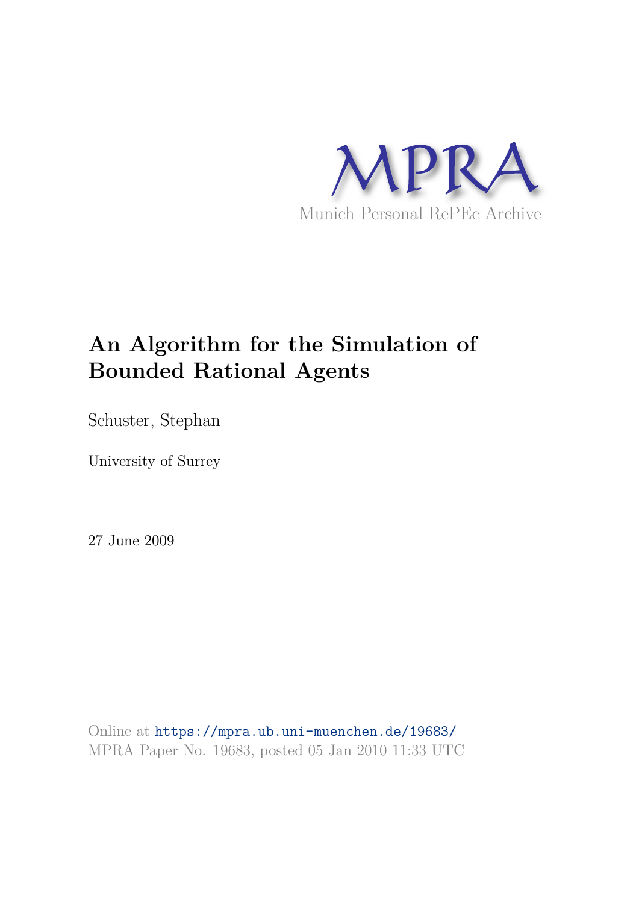MPRA

Munich Personal RePEc Archive

# An Algorithm for the Simulation of Bounded Rational Agents

Schuster, Stephan

University of Surrey

27 June 2009

Online at https://mpra.ub.uni-muenchen.de/19683/
MPRA Paper No. 19683, posted 05 Jan 2010 11:33 UTC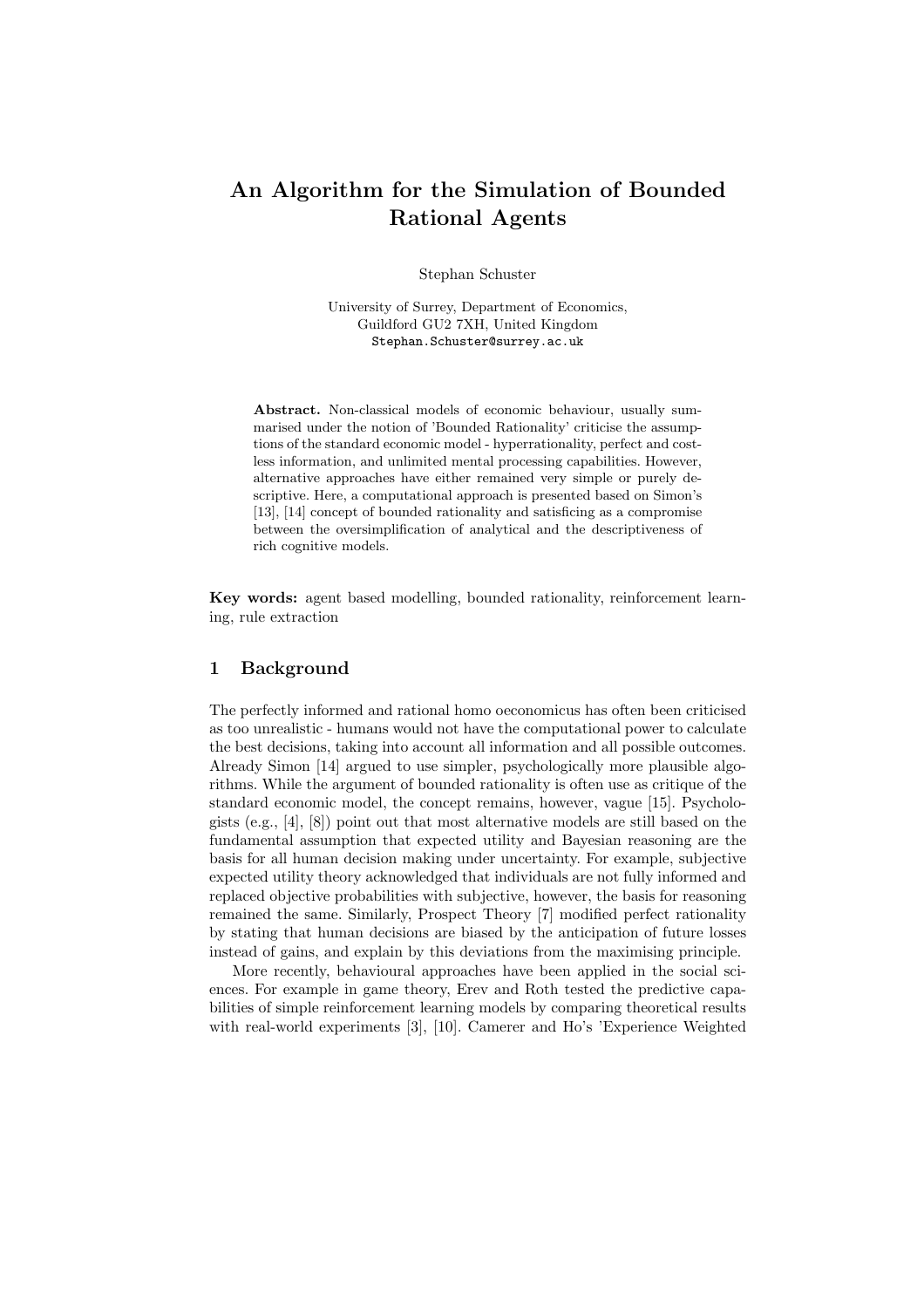# An Algorithm for the Simulation of Bounded Rational Agents

Stephan Schuster

University of Surrey, Department of Economics,
Guildford GU2 7XH, United Kingdom
Stephan.Schuster@surrey.ac.uk

**Abstract.** Non-classical models of economic behaviour, usually summarised under the notion of 'Bounded Rationality' criticise the assumptions of the standard economic model - hyperrationality, perfect and costless information, and unlimited mental processing capabilities. However, alternative approaches have either remained very simple or purely descriptive. Here, a computational approach is presented based on Simon's [13], [14] concept of bounded rationality and satisficing as a compromise between the oversimplification of analytical and the descriptiveness of rich cognitive models.

**Key words:** agent based modelling, bounded rationality, reinforcement learning, rule extraction

## 1 Background

The perfectly informed and rational homo oeconomicus has often been criticised as too unrealistic - humans would not have the computational power to calculate the best decisions, taking into account all information and all possible outcomes. Already Simon [14] argued to use simpler, psychologically more plausible algorithms. While the argument of bounded rationality is often use as critique of the standard economic model, the concept remains, however, vague [15]. Psychologists (e.g., [4], [8]) point out that most alternative models are still based on the fundamental assumption that expected utility and Bayesian reasoning are the basis for all human decision making under uncertainty. For example, subjective expected utility theory acknowledged that individuals are not fully informed and replaced objective probabilities with subjective, however, the basis for reasoning remained the same. Similarly, Prospect Theory [7] modified perfect rationality by stating that human decisions are biased by the anticipation of future losses instead of gains, and explain by this deviations from the maximising principle.

More recently, behavioural approaches have been applied in the social sciences. For example in game theory, Erev and Roth tested the predictive capabilities of simple reinforcement learning models by comparing theoretical results with real-world experiments [3], [10]. Camerer and Ho's 'Experience Weighted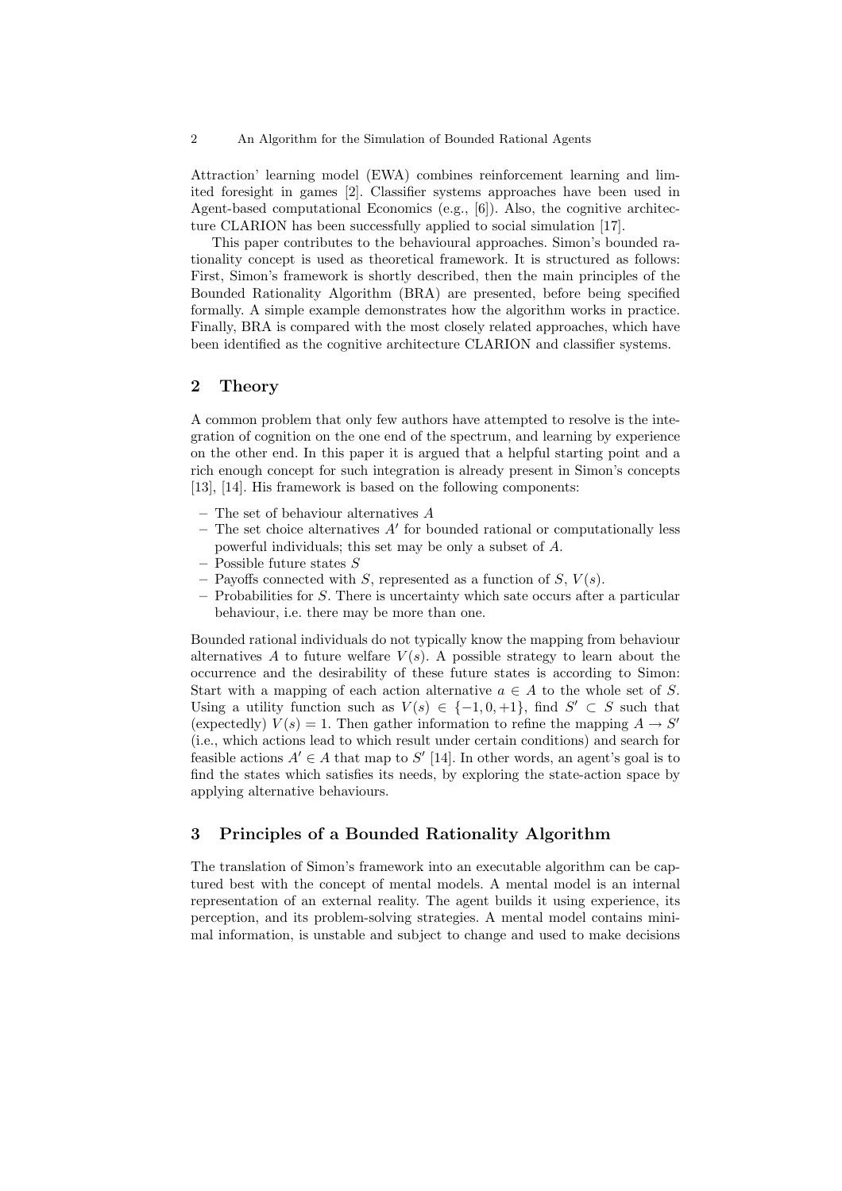Attraction' learning model (EWA) combines reinforcement learning and limited foresight in games [2]. Classifier systems approaches have been used in Agent-based computational Economics (e.g., [6]). Also, the cognitive architecture CLARION has been successfully applied to social simulation [17].

This paper contributes to the behavioural approaches. Simon's bounded rationality concept is used as theoretical framework. It is structured as follows: First, Simon's framework is shortly described, then the main principles of the Bounded Rationality Algorithm (BRA) are presented, before being specified formally. A simple example demonstrates how the algorithm works in practice. Finally, BRA is compared with the most closely related approaches, which have been identified as the cognitive architecture CLARION and classifier systems.

## 2 Theory

A common problem that only few authors have attempted to resolve is the integration of cognition on the one end of the spectrum, and learning by experience on the other end. In this paper it is argued that a helpful starting point and a rich enough concept for such integration is already present in Simon's concepts [13], [14]. His framework is based on the following components:

- The set of behaviour alternatives $A$
- The set choice alternatives $A'$ for bounded rational or computationally less powerful individuals; this set may be only a subset of $A$.
- Possible future states $S$
- Payoffs connected with $S$, represented as a function of $S$, $V(s)$.
- Probabilities for $S$. There is uncertainty which sate occurs after a particular behaviour, i.e. there may be more than one.

Bounded rational individuals do not typically know the mapping from behaviour alternatives $A$ to future welfare $V(s)$. A possible strategy to learn about the occurrence and the desirability of these future states is according to Simon: Start with a mapping of each action alternative $a \in A$ to the whole set of $S$. Using a utility function such as $V(s) \in \{-1, 0, +1\}$, find $S' \subset S$ such that (expectedly) $V(s) = 1$. Then gather information to refine the mapping $A \rightarrow S'$ (i.e., which actions lead to which result under certain conditions) and search for feasible actions $A' \in A$ that map to $S'$ [14]. In other words, an agent's goal is to find the states which satisfies its needs, by exploring the state-action space by applying alternative behaviours.

## 3 Principles of a Bounded Rationality Algorithm

The translation of Simon's framework into an executable algorithm can be captured best with the concept of mental models. A mental model is an internal representation of an external reality. The agent builds it using experience, its perception, and its problem-solving strategies. A mental model contains minimal information, is unstable and subject to change and used to make decisions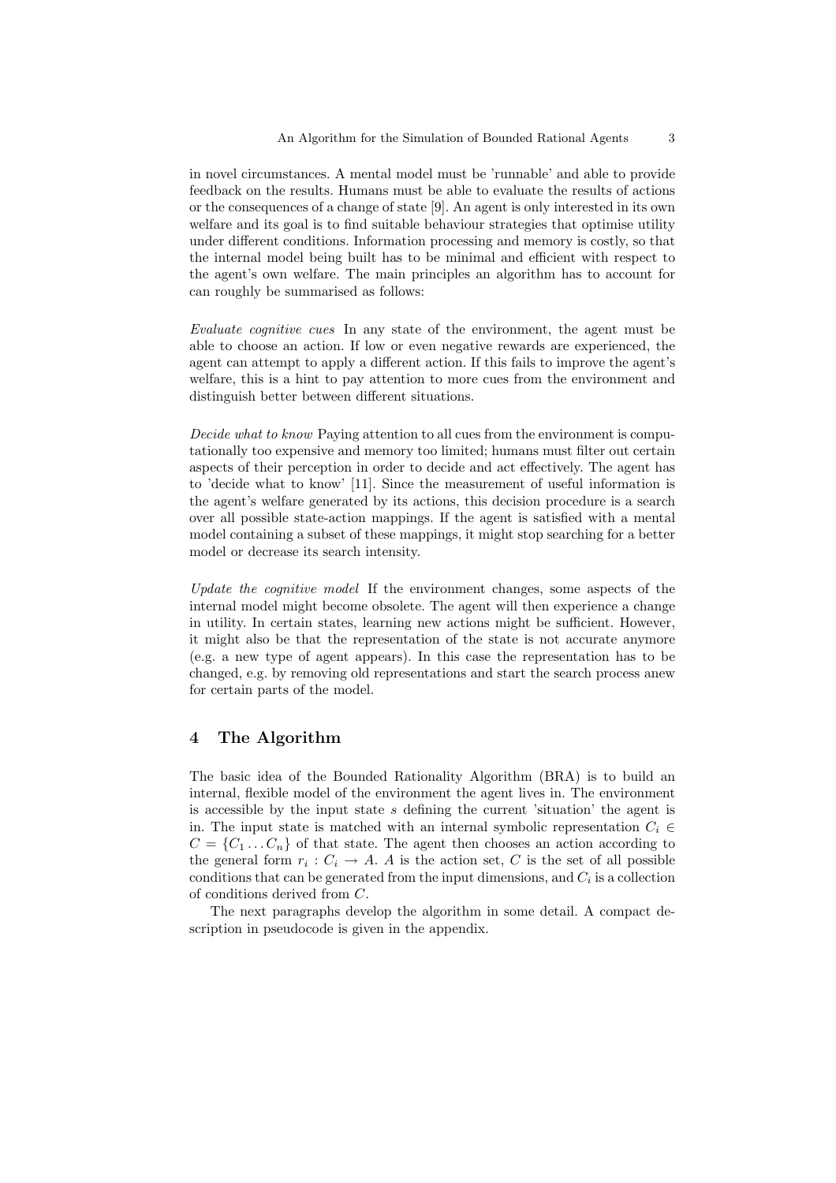in novel circumstances. A mental model must be 'runnable' and able to provide feedback on the results. Humans must be able to evaluate the results of actions or the consequences of a change of state [9]. An agent is only interested in its own welfare and its goal is to find suitable behaviour strategies that optimise utility under different conditions. Information processing and memory is costly, so that the internal model being built has to be minimal and efficient with respect to the agent's own welfare. The main principles an algorithm has to account for can roughly be summarised as follows:

*Evaluate cognitive cues* In any state of the environment, the agent must be able to choose an action. If low or even negative rewards are experienced, the agent can attempt to apply a different action. If this fails to improve the agent's welfare, this is a hint to pay attention to more cues from the environment and distinguish better between different situations.

*Decide what to know* Paying attention to all cues from the environment is computationally too expensive and memory too limited; humans must filter out certain aspects of their perception in order to decide and act effectively. The agent has to 'decide what to know' [11]. Since the measurement of useful information is the agent's welfare generated by its actions, this decision procedure is a search over all possible state-action mappings. If the agent is satisfied with a mental model containing a subset of these mappings, it might stop searching for a better model or decrease its search intensity.

*Update the cognitive model* If the environment changes, some aspects of the internal model might become obsolete. The agent will then experience a change in utility. In certain states, learning new actions might be sufficient. However, it might also be that the representation of the state is not accurate anymore (e.g. a new type of agent appears). In this case the representation has to be changed, e.g. by removing old representations and start the search process anew for certain parts of the model.

## 4 The Algorithm

The basic idea of the Bounded Rationality Algorithm (BRA) is to build an internal, flexible model of the environment the agent lives in. The environment is accessible by the input state $s$ defining the current 'situation' the agent is in. The input state is matched with an internal symbolic representation $C_i \in C = \{C_1 \dots C_n\}$ of that state. The agent then chooses an action according to the general form $r_i : C_i \rightarrow A$. $A$ is the action set, $C$ is the set of all possible conditions that can be generated from the input dimensions, and $C_i$ is a collection of conditions derived from $C$.

The next paragraphs develop the algorithm in some detail. A compact description in pseudocode is given in the appendix.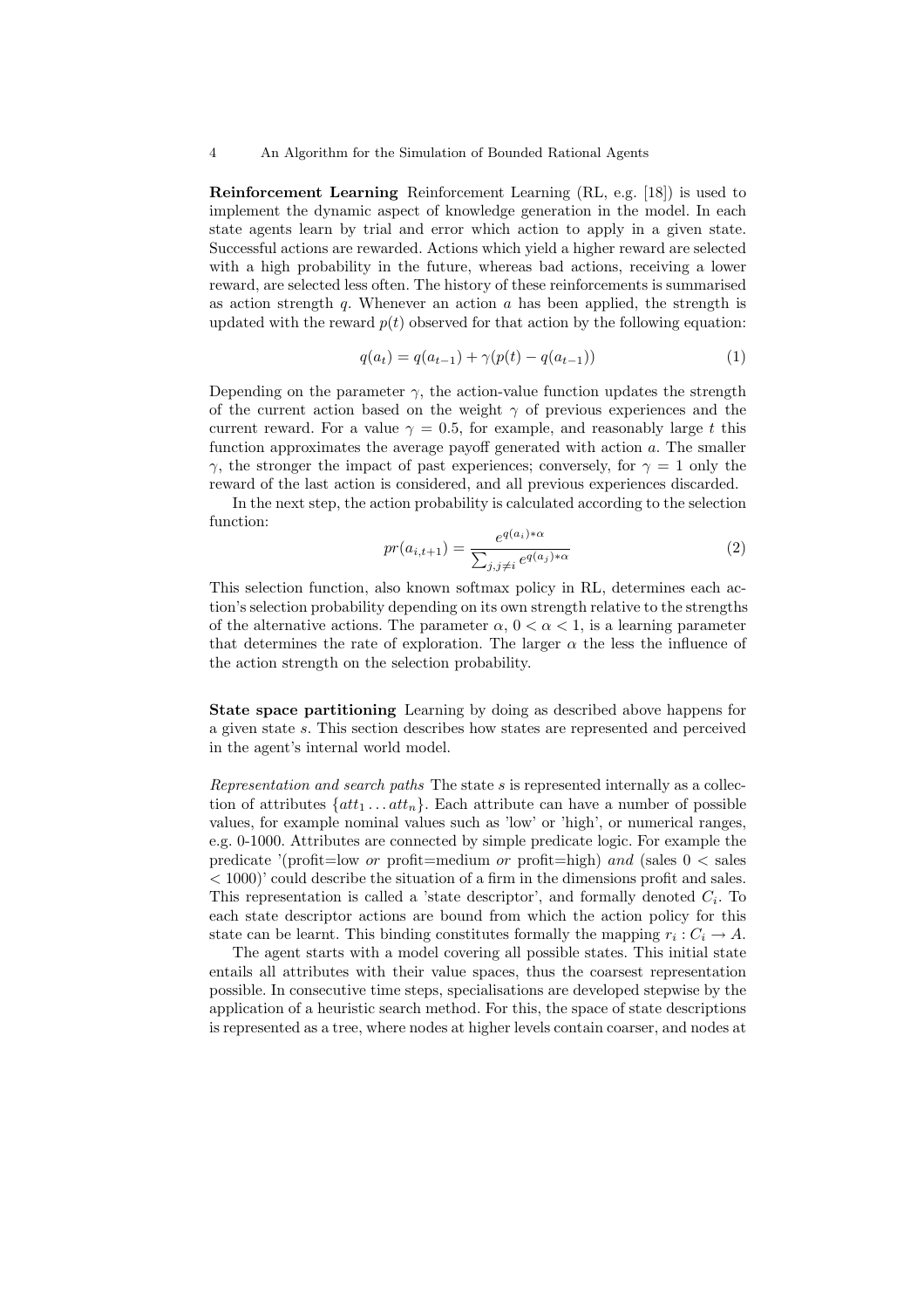**Reinforcement Learning** Reinforcement Learning (RL, e.g. [18]) is used to implement the dynamic aspect of knowledge generation in the model. In each state agents learn by trial and error which action to apply in a given state. Successful actions are rewarded. Actions which yield a higher reward are selected with a high probability in the future, whereas bad actions, receiving a lower reward, are selected less often. The history of these reinforcements is summarised as action strength $q$. Whenever an action $a$ has been applied, the strength is updated with the reward $p(t)$ observed for that action by the following equation:

$$q(a_t) = q(a_{t-1}) + \gamma(p(t) - q(a_{t-1})) \tag{1}$$

Depending on the parameter $\gamma$, the action-value function updates the strength of the current action based on the weight $\gamma$ of previous experiences and the current reward. For a value $\gamma = 0.5$, for example, and reasonably large $t$ this function approximates the average payoff generated with action $a$. The smaller $\gamma$, the stronger the impact of past experiences; conversely, for $\gamma = 1$ only the reward of the last action is considered, and all previous experiences discarded.

In the next step, the action probability is calculated according to the selection function:

$$pr(a_{i,t+1}) = \frac{e^{q(a_i)*\alpha}}{\sum_{j,j\neq i} e^{q(a_j)*\alpha}} \tag{2}$$

This selection function, also known softmax policy in RL, determines each action's selection probability depending on its own strength relative to the strengths of the alternative actions. The parameter $\alpha$, $0 < \alpha < 1$, is a learning parameter that determines the rate of exploration. The larger $\alpha$ the less the influence of the action strength on the selection probability.

**State space partitioning** Learning by doing as described above happens for a given state $s$. This section describes how states are represented and perceived in the agent's internal world model.

*Representation and search paths* The state $s$ is represented internally as a collection of attributes $\{att_1 \ldots att_n\}$. Each attribute can have a number of possible values, for example nominal values such as 'low' or 'high', or numerical ranges, e.g. 0-1000. Attributes are connected by simple predicate logic. For example the predicate '(profit=low *or* profit=medium *or* profit=high) *and* (sales 0 < sales < 1000)' could describe the situation of a firm in the dimensions profit and sales. This representation is called a 'state descriptor', and formally denoted $C_i$. To each state descriptor actions are bound from which the action policy for this state can be learnt. This binding constitutes formally the mapping $r_i : C_i \rightarrow A$.

The agent starts with a model covering all possible states. This initial state entails all attributes with their value spaces, thus the coarsest representation possible. In consecutive time steps, specialisations are developed stepwise by the application of a heuristic search method. For this, the space of state descriptions is represented as a tree, where nodes at higher levels contain coarser, and nodes at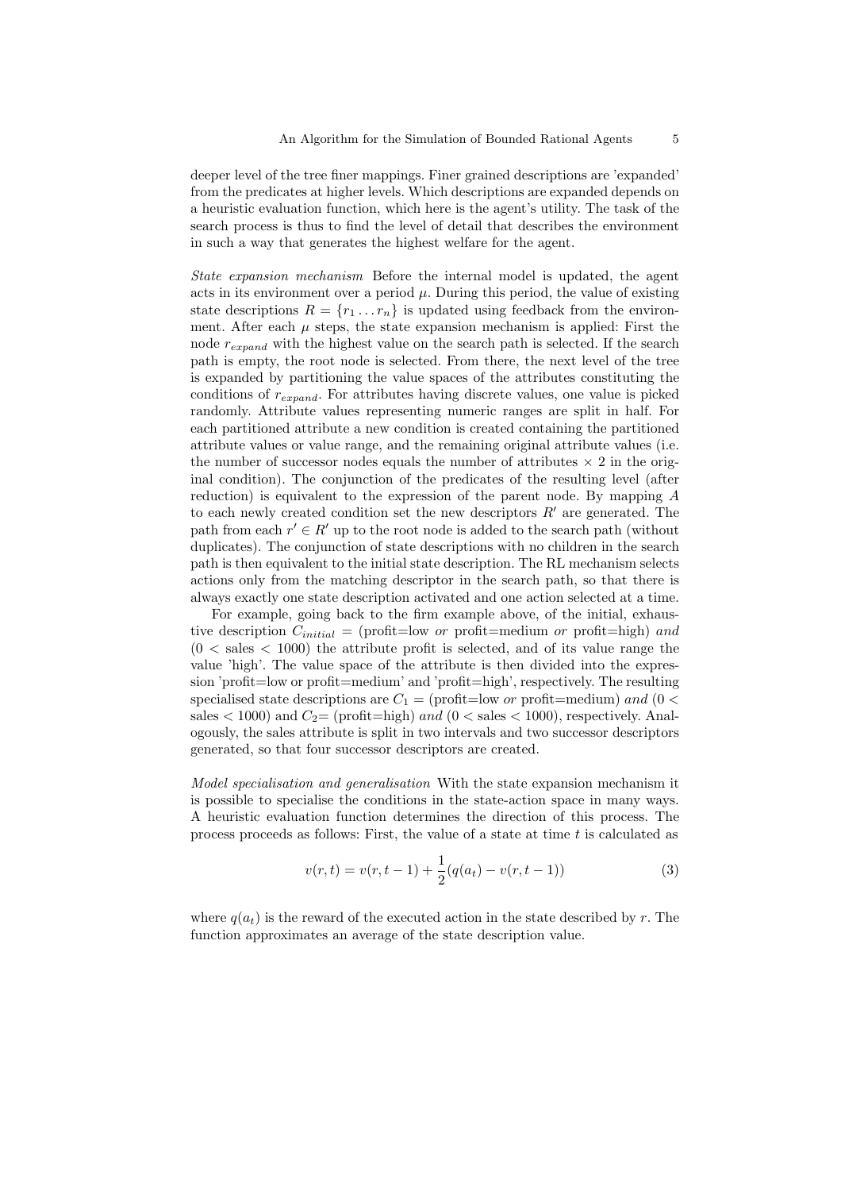deeper level of the tree finer mappings. Finer grained descriptions are 'expanded' from the predicates at higher levels. Which descriptions are expanded depends on a heuristic evaluation function, which here is the agent's utility. The task of the search process is thus to find the level of detail that describes the environment in such a way that generates the highest welfare for the agent.

*State expansion mechanism* Before the internal model is updated, the agent acts in its environment over a period $\mu$. During this period, the value of existing state descriptions $R = \{r_1 \dots r_n\}$ is updated using feedback from the environment. After each $\mu$ steps, the state expansion mechanism is applied: First the node $r_{expand}$ with the highest value on the search path is selected. If the search path is empty, the root node is selected. From there, the next level of the tree is expanded by partitioning the value spaces of the attributes constituting the conditions of $r_{expand}$. For attributes having discrete values, one value is picked randomly. Attribute values representing numeric ranges are split in half. For each partitioned attribute a new condition is created containing the partitioned attribute values or value range, and the remaining original attribute values (i.e. the number of successor nodes equals the number of attributes $\times$ 2 in the original condition). The conjunction of the predicates of the resulting level (after reduction) is equivalent to the expression of the parent node. By mapping $A$ to each newly created condition set the new descriptors $R'$ are generated. The path from each $r' \in R'$ up to the root node is added to the search path (without duplicates). The conjunction of state descriptions with no children in the search path is then equivalent to the initial state description. The RL mechanism selects actions only from the matching descriptor in the search path, so that there is always exactly one state description activated and one action selected at a time.

For example, going back to the firm example above, of the initial, exhaustive description $C_{initial}$ = (profit=low *or* profit=medium *or* profit=high) *and* ($0 <$ sales $< 1000$) the attribute profit is selected, and of its value range the value 'high'. The value space of the attribute is then divided into the expression 'profit=low or profit=medium' and 'profit=high', respectively. The resulting specialised state descriptions are $C_1$ = (profit=low *or* profit=medium) *and* ($0 <$ sales $< 1000$) and $C_2$= (profit=high) *and* ($0 <$ sales $< 1000$), respectively. Analogously, the sales attribute is split in two intervals and two successor descriptors generated, so that four successor descriptors are created.

*Model specialisation and generalisation* With the state expansion mechanism it is possible to specialise the conditions in the state-action space in many ways. A heuristic evaluation function determines the direction of this process. The process proceeds as follows: First, the value of a state at time $t$ is calculated as

$$v(r, t) = v(r, t-1) + \frac{1}{2}(q(a_t) - v(r, t-1)) \tag{3}$$

where $q(a_t)$ is the reward of the executed action in the state described by $r$. The function approximates an average of the state description value.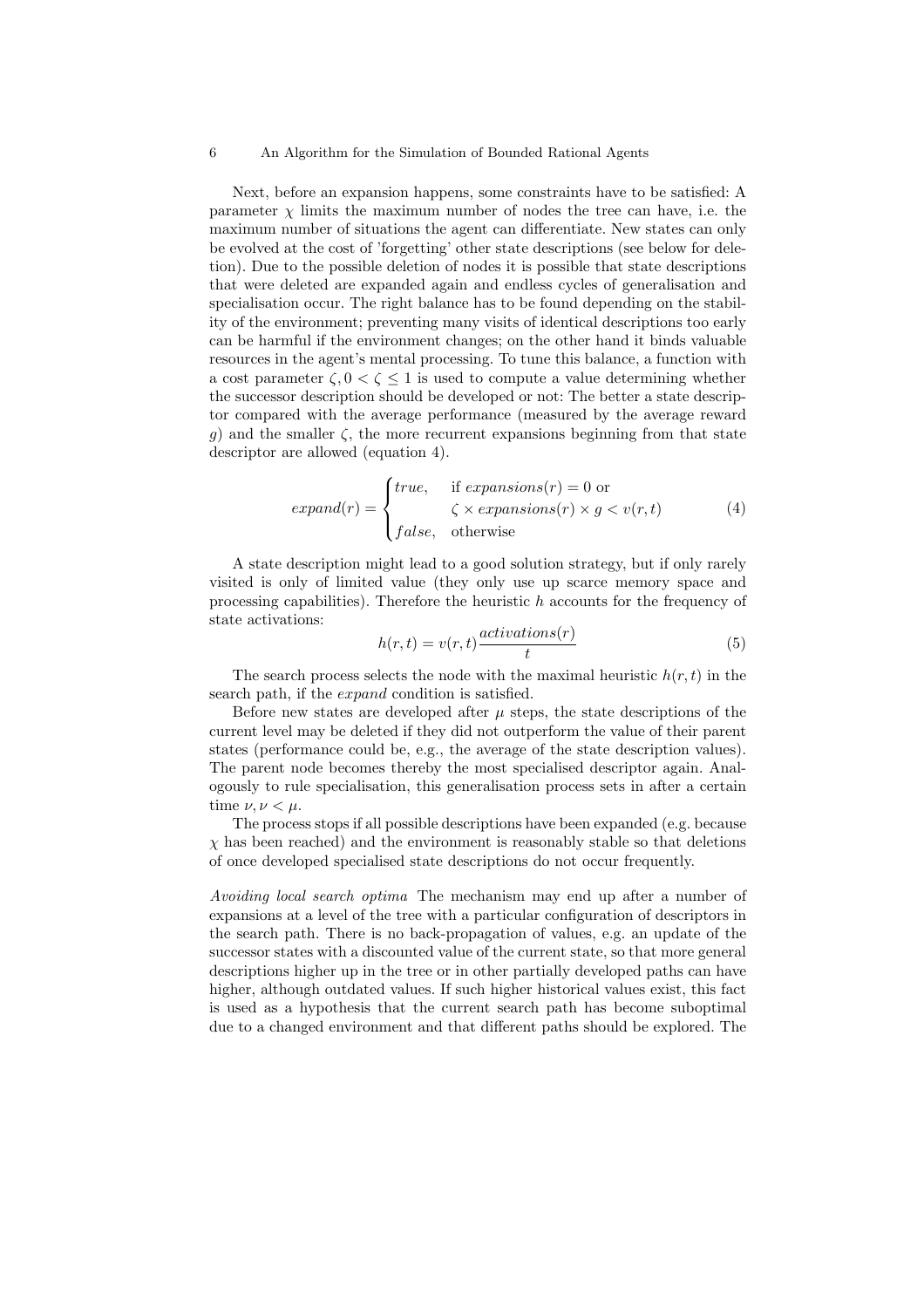Next, before an expansion happens, some constraints have to be satisfied: A parameter $\chi$ limits the maximum number of nodes the tree can have, i.e. the maximum number of situations the agent can differentiate. New states can only be evolved at the cost of 'forgetting' other state descriptions (see below for deletion). Due to the possible deletion of nodes it is possible that state descriptions that were deleted are expanded again and endless cycles of generalisation and specialisation occur. The right balance has to be found depending on the stability of the environment; preventing many visits of identical descriptions too early can be harmful if the environment changes; on the other hand it binds valuable resources in the agent's mental processing. To tune this balance, a function with a cost parameter $\zeta, 0 < \zeta \leq 1$ is used to compute a value determining whether the successor description should be developed or not: The better a state descriptor compared with the average performance (measured by the average reward $g$) and the smaller $\zeta$, the more recurrent expansions beginning from that state descriptor are allowed (equation 4).

$$expand(r) = \begin{cases} true, & \text{if } expansions(r) = 0 \text{ or} \\ & \zeta \times expansions(r) \times g < v(r,t) \\ false, & \text{otherwise} \end{cases} \tag{4}$$

A state description might lead to a good solution strategy, but if only rarely visited is only of limited value (they only use up scarce memory space and processing capabilities). Therefore the heuristic $h$ accounts for the frequency of state activations:

$$h(r,t) = v(r,t)\frac{activations(r)}{t} \tag{5}$$

The search process selects the node with the maximal heuristic $h(r,t)$ in the search path, if the *expand* condition is satisfied.

Before new states are developed after $\mu$ steps, the state descriptions of the current level may be deleted if they did not outperform the value of their parent states (performance could be, e.g., the average of the state description values). The parent node becomes thereby the most specialised descriptor again. Analogously to rule specialisation, this generalisation process sets in after a certain time $\nu, \nu < \mu$.

The process stops if all possible descriptions have been expanded (e.g. because $\chi$ has been reached) and the environment is reasonably stable so that deletions of once developed specialised state descriptions do not occur frequently.

*Avoiding local search optima* The mechanism may end up after a number of expansions at a level of the tree with a particular configuration of descriptors in the search path. There is no back-propagation of values, e.g. an update of the successor states with a discounted value of the current state, so that more general descriptions higher up in the tree or in other partially developed paths can have higher, although outdated values. If such higher historical values exist, this fact is used as a hypothesis that the current search path has become suboptimal due to a changed environment and that different paths should be explored. The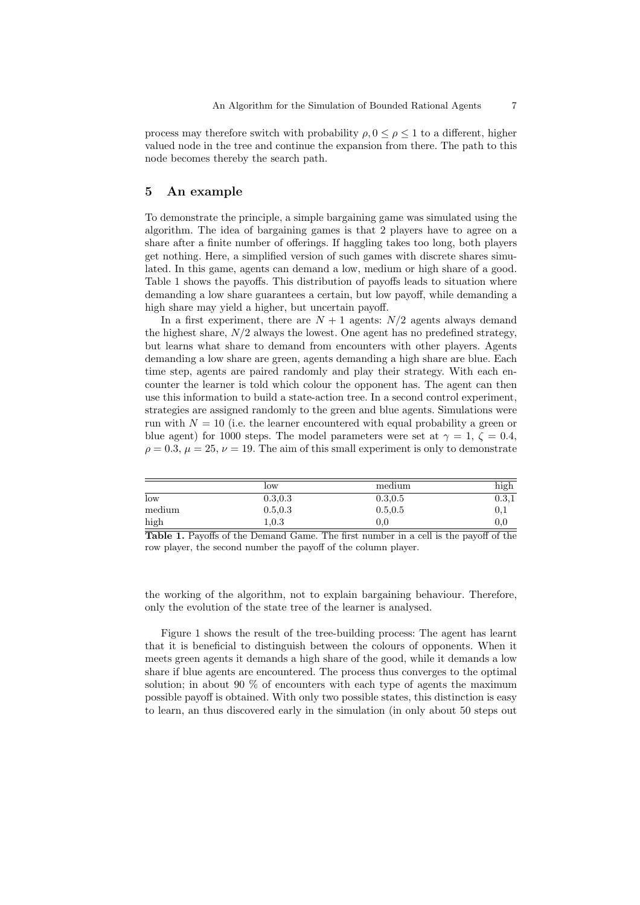process may therefore switch with probability $\rho, 0 \leq \rho \leq 1$ to a different, higher valued node in the tree and continue the expansion from there. The path to this node becomes thereby the search path.

## 5 An example

To demonstrate the principle, a simple bargaining game was simulated using the algorithm. The idea of bargaining games is that 2 players have to agree on a share after a finite number of offerings. If haggling takes too long, both players get nothing. Here, a simplified version of such games with discrete shares simulated. In this game, agents can demand a low, medium or high share of a good. Table 1 shows the payoffs. This distribution of payoffs leads to situation where demanding a low share guarantees a certain, but low payoff, while demanding a high share may yield a higher, but uncertain payoff.

In a first experiment, there are $N + 1$ agents: $N/2$ agents always demand the highest share, $N/2$ always the lowest. One agent has no predefined strategy, but learns what share to demand from encounters with other players. Agents demanding a low share are green, agents demanding a high share are blue. Each time step, agents are paired randomly and play their strategy. With each encounter the learner is told which colour the opponent has. The agent can then use this information to build a state-action tree. In a second control experiment, strategies are assigned randomly to the green and blue agents. Simulations were run with $N = 10$ (i.e. the learner encountered with equal probability a green or blue agent) for 1000 steps. The model parameters were set at $\gamma = 1$, $\zeta = 0.4$, $\rho = 0.3$, $\mu = 25$, $\nu = 19$. The aim of this small experiment is only to demonstrate

| | low | medium | high |
|---|---|---|---|
| low | 0.3,0.3 | 0.3,0.5 | 0.3,1 |
| medium | 0.5,0.3 | 0.5,0.5 | 0,1 |
| high | 1,0.3 | 0,0 | 0,0 |

**Table 1.** Payoffs of the Demand Game. The first number in a cell is the payoff of the row player, the second number the payoff of the column player.

the working of the algorithm, not to explain bargaining behaviour. Therefore, only the evolution of the state tree of the learner is analysed.

Figure 1 shows the result of the tree-building process: The agent has learnt that it is beneficial to distinguish between the colours of opponents. When it meets green agents it demands a high share of the good, while it demands a low share if blue agents are encountered. The process thus converges to the optimal solution; in about 90 % of encounters with each type of agents the maximum possible payoff is obtained. With only two possible states, this distinction is easy to learn, an thus discovered early in the simulation (in only about 50 steps out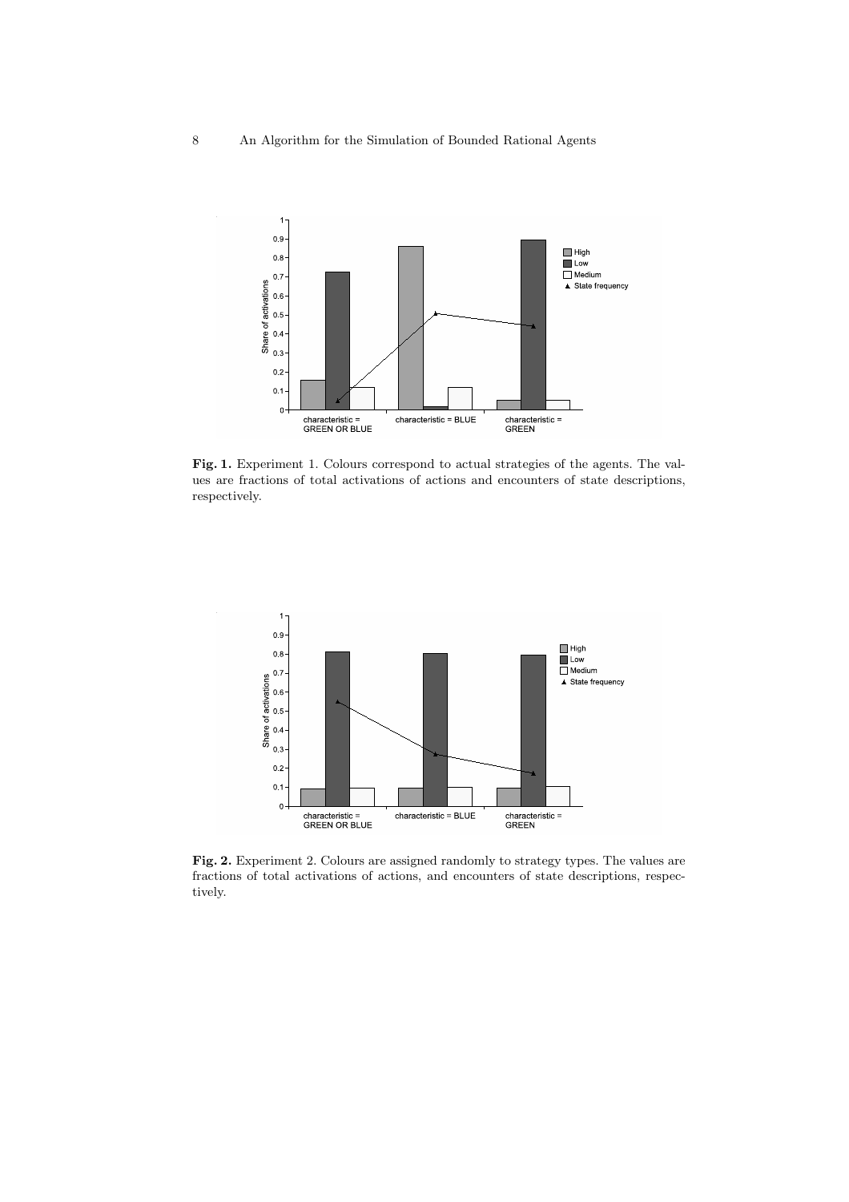**Fig. 1.** Experiment 1. Colours correspond to actual strategies of the agents. The values are fractions of total activations of actions and encounters of state descriptions, respectively.

**Fig. 2.** Experiment 2. Colours are assigned randomly to strategy types. The values are fractions of total activations of actions, and encounters of state descriptions, respectively.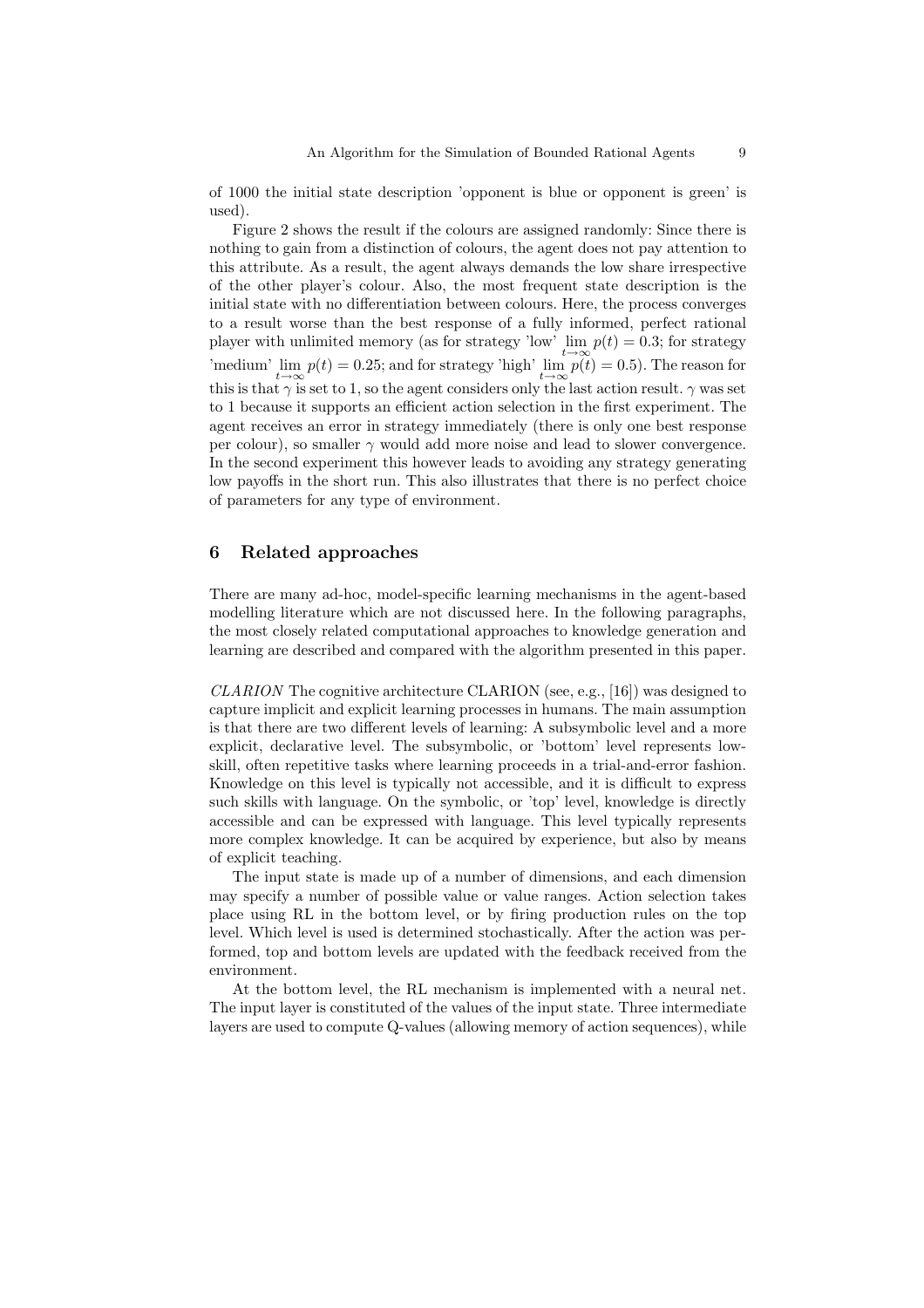of 1000 the initial state description 'opponent is blue or opponent is green' is used).

Figure 2 shows the result if the colours are assigned randomly: Since there is nothing to gain from a distinction of colours, the agent does not pay attention to this attribute. As a result, the agent always demands the low share irrespective of the other player's colour. Also, the most frequent state description is the initial state with no differentiation between colours. Here, the process converges to a result worse than the best response of a fully informed, perfect rational player with unlimited memory (as for strategy 'low' $\lim_{t\to\infty} p(t) = 0.3$; for strategy 'medium' $\lim_{t\to\infty} p(t) = 0.25$; and for strategy 'high' $\lim_{t\to\infty} p(t) = 0.5$). The reason for this is that $\gamma$ is set to 1, so the agent considers only the last action result. $\gamma$ was set to 1 because it supports an efficient action selection in the first experiment. The agent receives an error in strategy immediately (there is only one best response per colour), so smaller $\gamma$ would add more noise and lead to slower convergence. In the second experiment this however leads to avoiding any strategy generating low payoffs in the short run. This also illustrates that there is no perfect choice of parameters for any type of environment.

## 6 Related approaches

There are many ad-hoc, model-specific learning mechanisms in the agent-based modelling literature which are not discussed here. In the following paragraphs, the most closely related computational approaches to knowledge generation and learning are described and compared with the algorithm presented in this paper.

*CLARION* The cognitive architecture CLARION (see, e.g., [16]) was designed to capture implicit and explicit learning processes in humans. The main assumption is that there are two different levels of learning: A subsymbolic level and a more explicit, declarative level. The subsymbolic, or 'bottom' level represents low-skill, often repetitive tasks where learning proceeds in a trial-and-error fashion. Knowledge on this level is typically not accessible, and it is difficult to express such skills with language. On the symbolic, or 'top' level, knowledge is directly accessible and can be expressed with language. This level typically represents more complex knowledge. It can be acquired by experience, but also by means of explicit teaching.

The input state is made up of a number of dimensions, and each dimension may specify a number of possible value or value ranges. Action selection takes place using RL in the bottom level, or by firing production rules on the top level. Which level is used is determined stochastically. After the action was performed, top and bottom levels are updated with the feedback received from the environment.

At the bottom level, the RL mechanism is implemented with a neural net. The input layer is constituted of the values of the input state. Three intermediate layers are used to compute Q-values (allowing memory of action sequences), while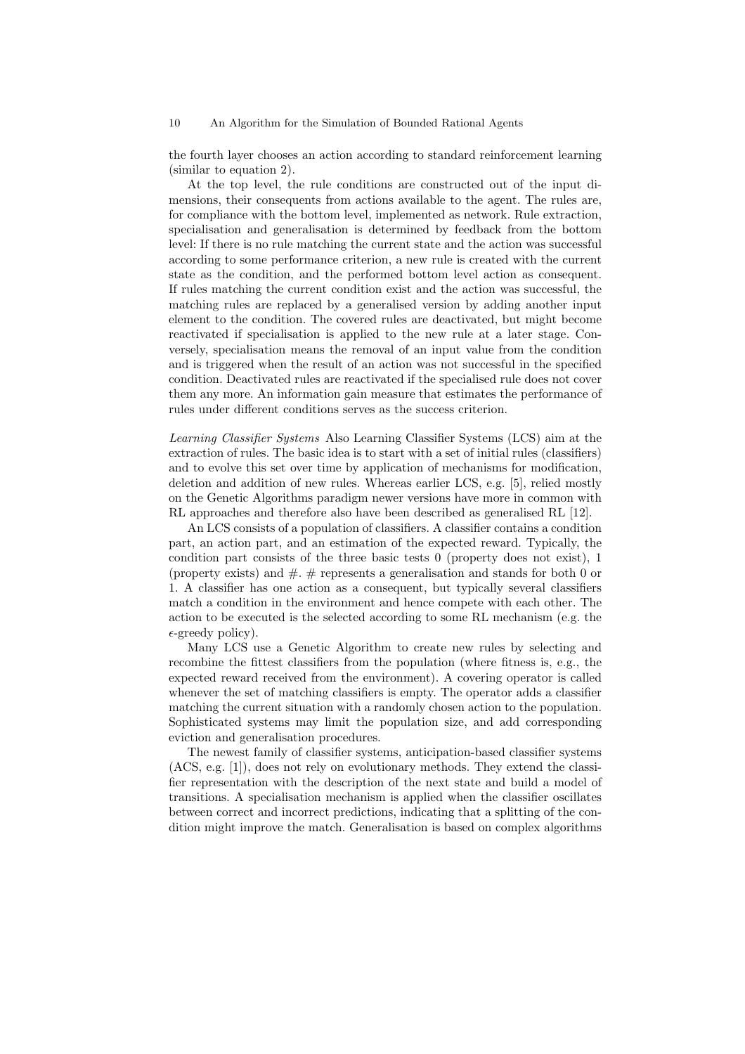the fourth layer chooses an action according to standard reinforcement learning (similar to equation 2).

At the top level, the rule conditions are constructed out of the input dimensions, their consequents from actions available to the agent. The rules are, for compliance with the bottom level, implemented as network. Rule extraction, specialisation and generalisation is determined by feedback from the bottom level: If there is no rule matching the current state and the action was successful according to some performance criterion, a new rule is created with the current state as the condition, and the performed bottom level action as consequent. If rules matching the current condition exist and the action was successful, the matching rules are replaced by a generalised version by adding another input element to the condition. The covered rules are deactivated, but might become reactivated if specialisation is applied to the new rule at a later stage. Conversely, specialisation means the removal of an input value from the condition and is triggered when the result of an action was not successful in the specified condition. Deactivated rules are reactivated if the specialised rule does not cover them any more. An information gain measure that estimates the performance of rules under different conditions serves as the success criterion.

*Learning Classifier Systems* Also Learning Classifier Systems (LCS) aim at the extraction of rules. The basic idea is to start with a set of initial rules (classifiers) and to evolve this set over time by application of mechanisms for modification, deletion and addition of new rules. Whereas earlier LCS, e.g. [5], relied mostly on the Genetic Algorithms paradigm newer versions have more in common with RL approaches and therefore also have been described as generalised RL [12].

An LCS consists of a population of classifiers. A classifier contains a condition part, an action part, and an estimation of the expected reward. Typically, the condition part consists of the three basic tests 0 (property does not exist), 1 (property exists) and #. # represents a generalisation and stands for both 0 or 1. A classifier has one action as a consequent, but typically several classifiers match a condition in the environment and hence compete with each other. The action to be executed is the selected according to some RL mechanism (e.g. the $\epsilon$-greedy policy).

Many LCS use a Genetic Algorithm to create new rules by selecting and recombine the fittest classifiers from the population (where fitness is, e.g., the expected reward received from the environment). A covering operator is called whenever the set of matching classifiers is empty. The operator adds a classifier matching the current situation with a randomly chosen action to the population. Sophisticated systems may limit the population size, and add corresponding eviction and generalisation procedures.

The newest family of classifier systems, anticipation-based classifier systems (ACS, e.g. [1]), does not rely on evolutionary methods. They extend the classifier representation with the description of the next state and build a model of transitions. A specialisation mechanism is applied when the classifier oscillates between correct and incorrect predictions, indicating that a splitting of the condition might improve the match. Generalisation is based on complex algorithms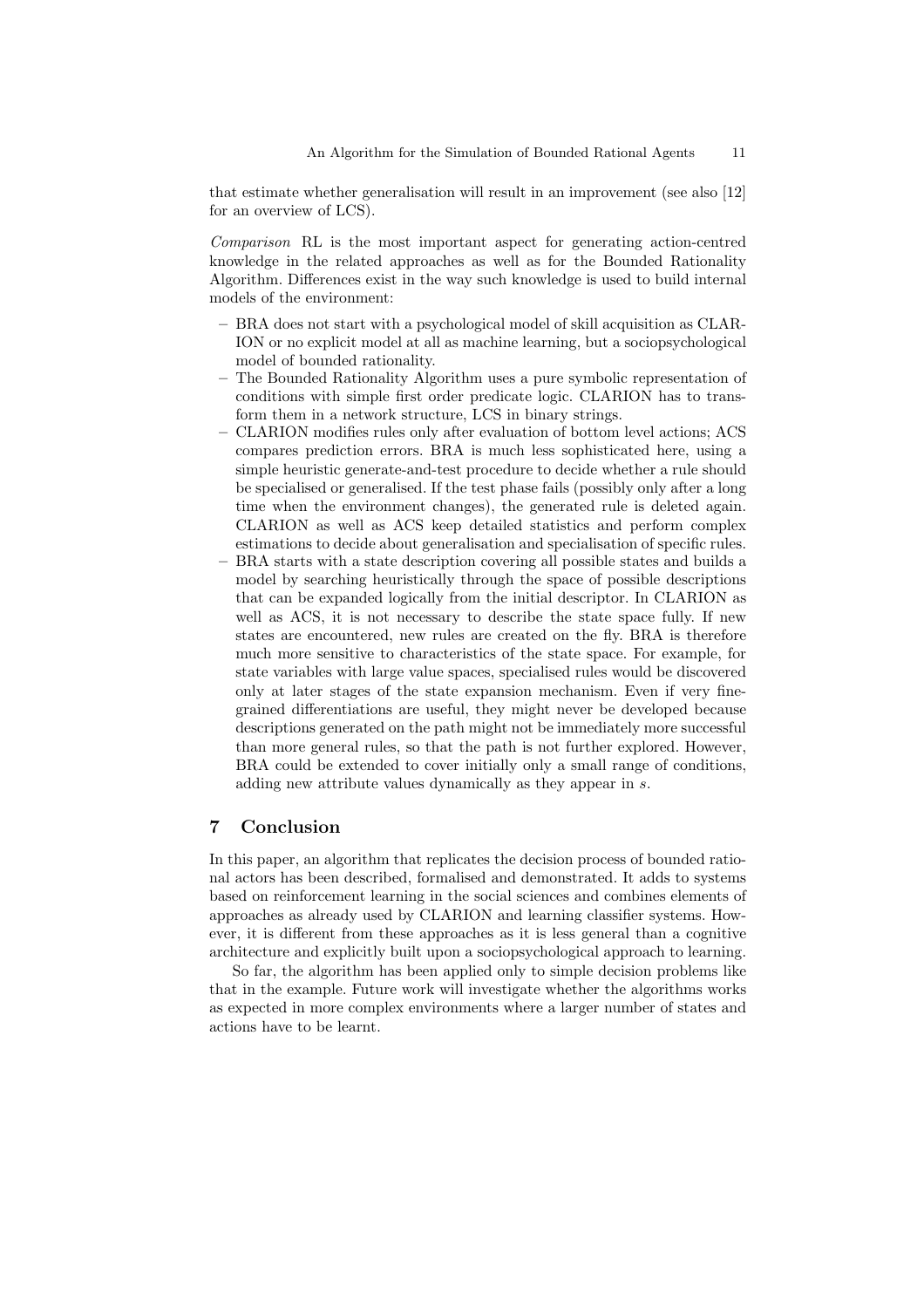that estimate whether generalisation will result in an improvement (see also [12] for an overview of LCS).

*Comparison* RL is the most important aspect for generating action-centred knowledge in the related approaches as well as for the Bounded Rationality Algorithm. Differences exist in the way such knowledge is used to build internal models of the environment:

- BRA does not start with a psychological model of skill acquisition as CLARION or no explicit model at all as machine learning, but a sociopsychological model of bounded rationality.
- The Bounded Rationality Algorithm uses a pure symbolic representation of conditions with simple first order predicate logic. CLARION has to transform them in a network structure, LCS in binary strings.
- CLARION modifies rules only after evaluation of bottom level actions; ACS compares prediction errors. BRA is much less sophisticated here, using a simple heuristic generate-and-test procedure to decide whether a rule should be specialised or generalised. If the test phase fails (possibly only after a long time when the environment changes), the generated rule is deleted again. CLARION as well as ACS keep detailed statistics and perform complex estimations to decide about generalisation and specialisation of specific rules.
- BRA starts with a state description covering all possible states and builds a model by searching heuristically through the space of possible descriptions that can be expanded logically from the initial descriptor. In CLARION as well as ACS, it is not necessary to describe the state space fully. If new states are encountered, new rules are created on the fly. BRA is therefore much more sensitive to characteristics of the state space. For example, for state variables with large value spaces, specialised rules would be discovered only at later stages of the state expansion mechanism. Even if very fine-grained differentiations are useful, they might never be developed because descriptions generated on the path might not be immediately more successful than more general rules, so that the path is not further explored. However, BRA could be extended to cover initially only a small range of conditions, adding new attribute values dynamically as they appear in $s$.

## 7 Conclusion

In this paper, an algorithm that replicates the decision process of bounded rational actors has been described, formalised and demonstrated. It adds to systems based on reinforcement learning in the social sciences and combines elements of approaches as already used by CLARION and learning classifier systems. However, it is different from these approaches as it is less general than a cognitive architecture and explicitly built upon a sociopsychological approach to learning.

So far, the algorithm has been applied only to simple decision problems like that in the example. Future work will investigate whether the algorithms works as expected in more complex environments where a larger number of states and actions have to be learnt.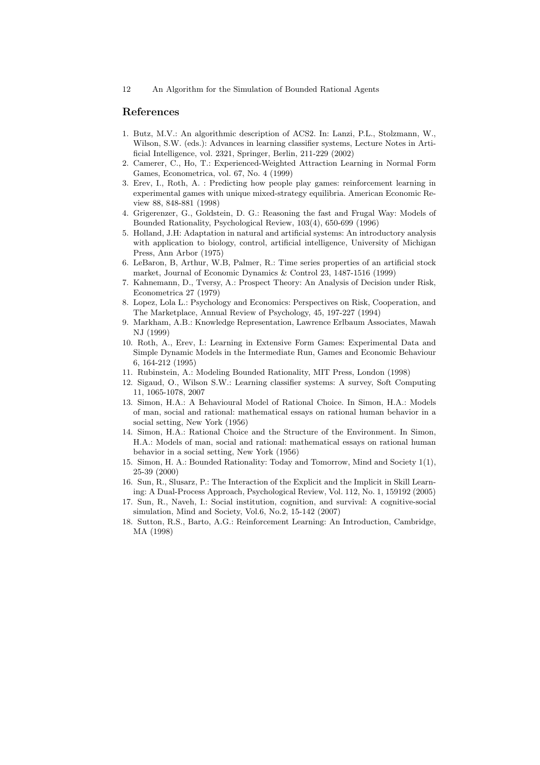## References

1. Butz, M.V.: An algorithmic description of ACS2. In: Lanzi, P.L., Stolzmann, W., Wilson, S.W. (eds.): Advances in learning classifier systems, Lecture Notes in Artificial Intelligence, vol. 2321, Springer, Berlin, 211-229 (2002)
2. Camerer, C., Ho, T.: Experienced-Weighted Attraction Learning in Normal Form Games, Econometrica, vol. 67, No. 4 (1999)
3. Erev, I., Roth, A. : Predicting how people play games: reinforcement learning in experimental games with unique mixed-strategy equilibria. American Economic Review 88, 848-881 (1998)
4. Grigerenzer, G., Goldstein, D. G.: Reasoning the fast and Frugal Way: Models of Bounded Rationality, Psychological Review, 103(4), 650-699 (1996)
5. Holland, J.H: Adaptation in natural and artificial systems: An introductory analysis with application to biology, control, artificial intelligence, University of Michigan Press, Ann Arbor (1975)
6. LeBaron, B, Arthur, W.B, Palmer, R.: Time series properties of an artificial stock market, Journal of Economic Dynamics & Control 23, 1487-1516 (1999)
7. Kahnemann, D., Tversy, A.: Prospect Theory: An Analysis of Decision under Risk, Econometrica 27 (1979)
8. Lopez, Lola L.: Psychology and Economics: Perspectives on Risk, Cooperation, and The Marketplace, Annual Review of Psychology, 45, 197-227 (1994)
9. Markham, A.B.: Knowledge Representation, Lawrence Erlbaum Associates, Mawah NJ (1999)
10. Roth, A., Erev, I.: Learning in Extensive Form Games: Experimental Data and Simple Dynamic Models in the Intermediate Run, Games and Economic Behaviour 6, 164-212 (1995)
11. Rubinstein, A.: Modeling Bounded Rationality, MIT Press, London (1998)
12. Sigaud, O., Wilson S.W.: Learning classifier systems: A survey, Soft Computing 11, 1065-1078, 2007
13. Simon, H.A.: A Behavioural Model of Rational Choice. In Simon, H.A.: Models of man, social and rational: mathematical essays on rational human behavior in a social setting, New York (1956)
14. Simon, H.A.: Rational Choice and the Structure of the Environment. In Simon, H.A.: Models of man, social and rational: mathematical essays on rational human behavior in a social setting, New York (1956)
15. Simon, H. A.: Bounded Rationality: Today and Tomorrow, Mind and Society 1(1), 25-39 (2000)
16. Sun, R., Slusarz, P.: The Interaction of the Explicit and the Implicit in Skill Learning: A Dual-Process Approach, Psychological Review, Vol. 112, No. 1, 159192 (2005)
17. Sun, R., Naveh, I.: Social institution, cognition, and survival: A cognitive-social simulation, Mind and Society, Vol.6, No.2, 15-142 (2007)
18. Sutton, R.S., Barto, A.G.: Reinforcement Learning: An Introduction, Cambridge, MA (1998)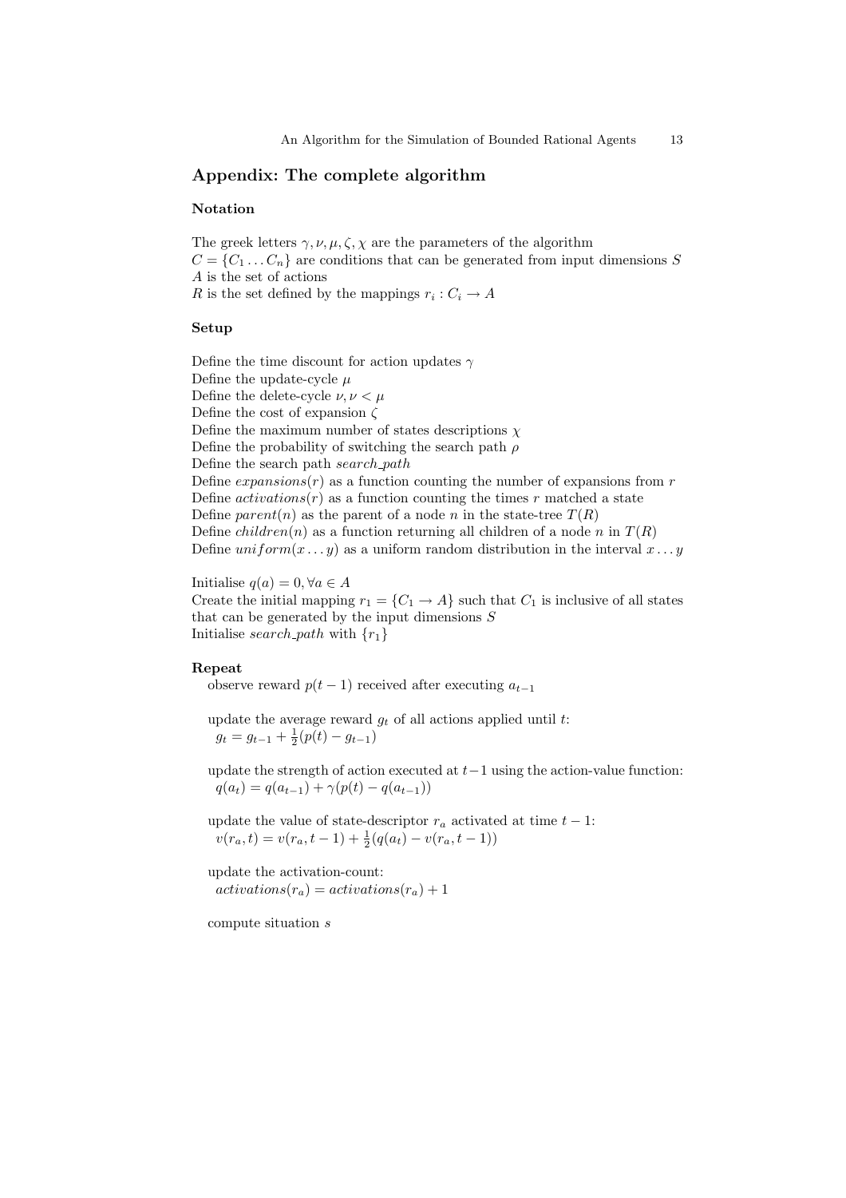## Appendix: The complete algorithm

### Notation

The greek letters $\gamma, \nu, \mu, \zeta, \chi$ are the parameters of the algorithm
$C = \{C_1 \ldots C_n\}$ are conditions that can be generated from input dimensions $S$
$A$ is the set of actions
$R$ is the set defined by the mappings $r_i : C_i \to A$

### Setup

Define the time discount for action updates $\gamma$
Define the update-cycle $\mu$
Define the delete-cycle $\nu, \nu < \mu$
Define the cost of expansion $\zeta$
Define the maximum number of states descriptions $\chi$
Define the probability of switching the search path $\rho$
Define the search path *search_path*
Define $expansions(r)$ as a function counting the number of expansions from $r$
Define $activations(r)$ as a function counting the times $r$ matched a state
Define $parent(n)$ as the parent of a node $n$ in the state-tree $T(R)$
Define $children(n)$ as a function returning all children of a node $n$ in $T(R)$
Define $uniform(x \ldots y)$ as a uniform random distribution in the interval $x \ldots y$

Initialise $q(a) = 0, \forall a \in A$
Create the initial mapping $r_1 = \{C_1 \to A\}$ such that $C_1$ is inclusive of all states that can be generated by the input dimensions $S$
Initialise *search_path* with $\{r_1\}$

### Repeat

observe reward $p(t-1)$ received after executing $a_{t-1}$

update the average reward $g_t$ of all actions applied until $t$:
$g_t = g_{t-1} + \frac{1}{2}(p(t) - g_{t-1})$

update the strength of action executed at $t-1$ using the action-value function:
$q(a_t) = q(a_{t-1}) + \gamma(p(t) - q(a_{t-1}))$

update the value of state-descriptor $r_a$ activated at time $t-1$:
$v(r_a, t) = v(r_a, t-1) + \frac{1}{2}(q(a_t) - v(r_a, t-1))$

update the activation-count:
$activations(r_a) = activations(r_a) + 1$

compute situation $s$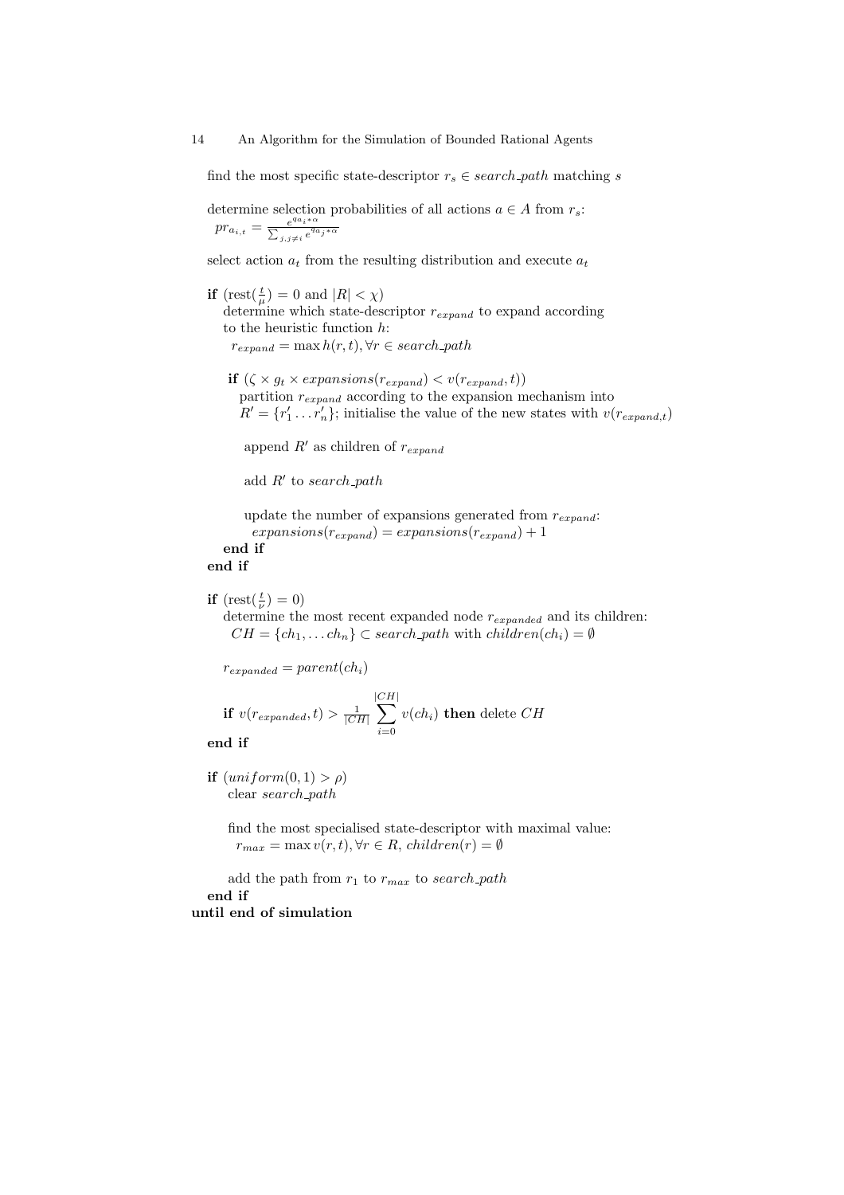find the most specific state-descriptor $r_s \in search\_path$ matching $s$

determine selection probabilities of all actions $a \in A$ from $r_s$:
$pr_{a_{i,t}} = \frac{e^{q_{a_i} * \alpha}}{\sum_{j, j \neq i} e^{q_{a_j} * \alpha}}$

select action $a_t$ from the resulting distribution and execute $a_t$

**if** $(\text{rest}(\frac{t}{\mu}) = 0$ and $|R| < \chi)$
determine which state-descriptor $r_{expand}$ to expand according to the heuristic function $h$:
$r_{expand} = \max h(r, t), \forall r \in search\_path$

**if** $(\zeta \times g_t \times expansions(r_{expand}) < v(r_{expand}, t))$
partition $r_{expand}$ according to the expansion mechanism into $R' = \{r'_1 \dots r'_n\}$; initialise the value of the new states with $v(r_{expand,t})$

append $R'$ as children of $r_{expand}$

add $R'$ to $search\_path$

update the number of expansions generated from $r_{expand}$:
$expansions(r_{expand}) = expansions(r_{expand}) + 1$
**end if**
**end if**

**if** $(\text{rest}(\frac{t}{\nu}) = 0)$
determine the most recent expanded node $r_{expanded}$ and its children:
$CH = \{ch_1, \dots ch_n\} \subset search\_path$ with $children(ch_i) = \emptyset$

$r_{expanded} = parent(ch_i)$

**if** $v(r_{expanded}, t) > \frac{1}{|CH|} \sum_{i=0}^{|CH|} v(ch_i)$ **then** delete $CH$
**end if**

**if** $(uniform(0, 1) > \rho)$
clear $search\_path$

find the most specialised state-descriptor with maximal value:
$r_{max} = \max v(r, t), \forall r \in R, children(r) = \emptyset$

add the path from $r_1$ to $r_{max}$ to $search\_path$
**end if**
**until end of simulation**